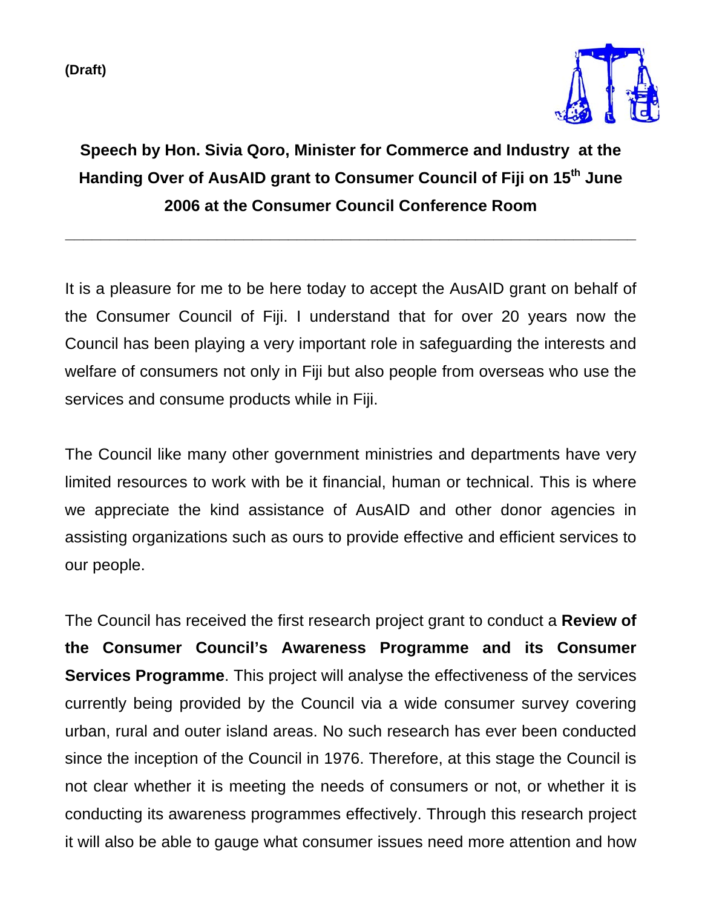(Draft)

**Speech by Hon. Sivia Qoro, Minister for Commerce and Industry at the Handing Over of AusAID grant to Consumer Council of Fiji on 15th June 2006 at the Consumer Council Conference Room**

---

It is a pleasure for me to be here today to accept the AusAID grant on behalf of the Consumer Council of Fiji. I understand that for over 20 years now the Council has been playing a very important role in safeguarding the interests and welfare of consumers not only in Fiji but also people from overseas who use the services and consume products while in Fiji.

The Council like many other government ministries and departments have very limited resources to work with be it financial, human or technical. This is where we appreciate the kind assistance of AusAID and other donor agencies in assisting organizations such as ours to provide effective and efficient services to our people.

The Council has received the first research project grant to conduct a **Review of the Consumer Council's Awareness Programme and its Consumer Services Programme**. This project will analyse the effectiveness of the services currently being provided by the Council via a wide consumer survey covering urban, rural and outer island areas. No such research has ever been conducted since the inception of the Council in 1976. Therefore, at this stage the Council is not clear whether it is meeting the needs of consumers or not, or whether it is conducting its awareness programmes effectively. Through this research project it will also be able to gauge what consumer issues need more attention and how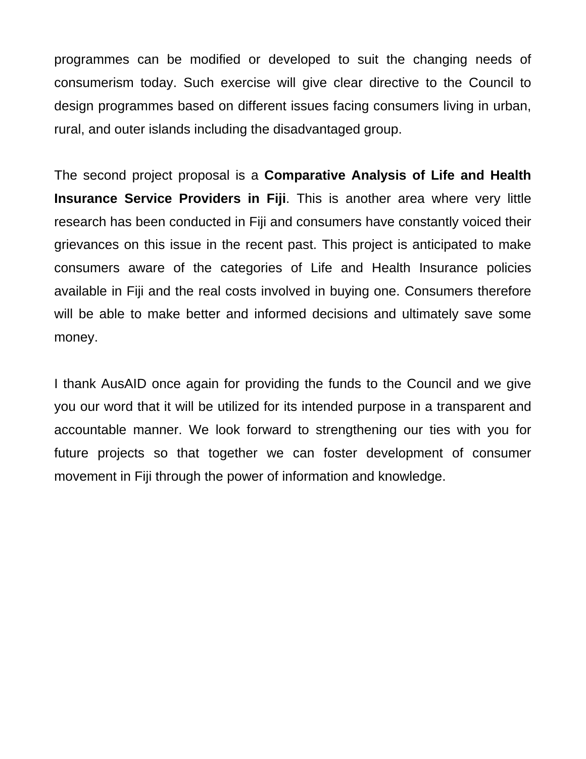programmes can be modified or developed to suit the changing needs of consumerism today. Such exercise will give clear directive to the Council to design programmes based on different issues facing consumers living in urban, rural, and outer islands including the disadvantaged group.

The second project proposal is a **Comparative Analysis of Life and Health Insurance Service Providers in Fiji**. This is another area where very little research has been conducted in Fiji and consumers have constantly voiced their grievances on this issue in the recent past. This project is anticipated to make consumers aware of the categories of Life and Health Insurance policies available in Fiji and the real costs involved in buying one. Consumers therefore will be able to make better and informed decisions and ultimately save some money.

I thank AusAID once again for providing the funds to the Council and we give you our word that it will be utilized for its intended purpose in a transparent and accountable manner. We look forward to strengthening our ties with you for future projects so that together we can foster development of consumer movement in Fiji through the power of information and knowledge.